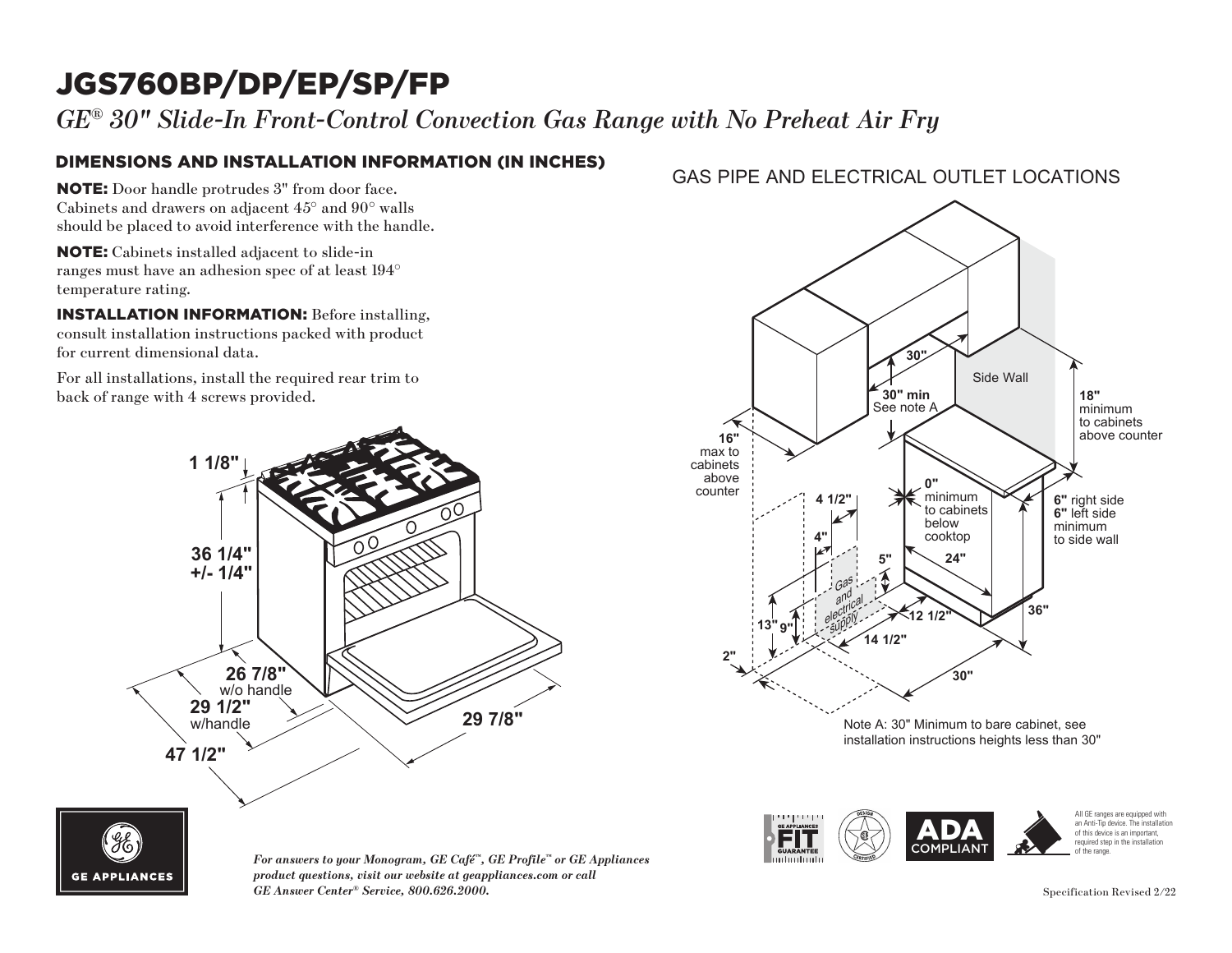# JGS760BP/DP/EP/SP/FP

*GE® 30" Slide-In Front-Control Convection Gas Range with No Preheat Air Fry*

## DIMENSIONS AND INSTALLATION INFORMATION (IN INCHES)

**NOTE:** Door handle protrudes 3" from door face. Cabinets and drawers on adjacent 45° and 90° walls should be placed to avoid interference with the handle.

**NOTE:** Cabinets installed adjacent to slide-in ranges must have an adhesion spec of at least 194° temperature rating.

**INSTALLATION INFORMATION:** Before installing, consult installation instructions packed with product for current dimensional data.

For all installations, install the required rear trim to back of range with 4 screws provided.

1 1/8"

36 1/4" +/- 1/4"

26 7/8" w/o handle

29 1/2" w/handle

47 1/2"

29 7/8"

## GAS PIPE AND ELECTRICAL OUTLET LOCATIONS

30"

30" min See note A

Side Wall

18" minimum to cabinets above counter

16" max to cabinets above counter

0" minimum to cabinets below cooktop

6" right side 6" left side minimum to side wall

4 1/2"

4"

5"

24"

Gas and electrical supply

13"

9"

12 1/2"

14 1/2"

36"

2"

30"

Note A: 30" Minimum to bare cabinet, see installation instructions heights less than 30"

All GE ranges are equipped with an Anti-Tip device. The installation of this device is an important, required step in the installation of the range.

ADA COMPLIANT

*For answers to your Monogram, GE Café™, GE Profile™ or GE Appliances product questions, visit our website at geappliances.com or call GE Answer Center® Service, 800.626.2000.*

Specification Revised 2/22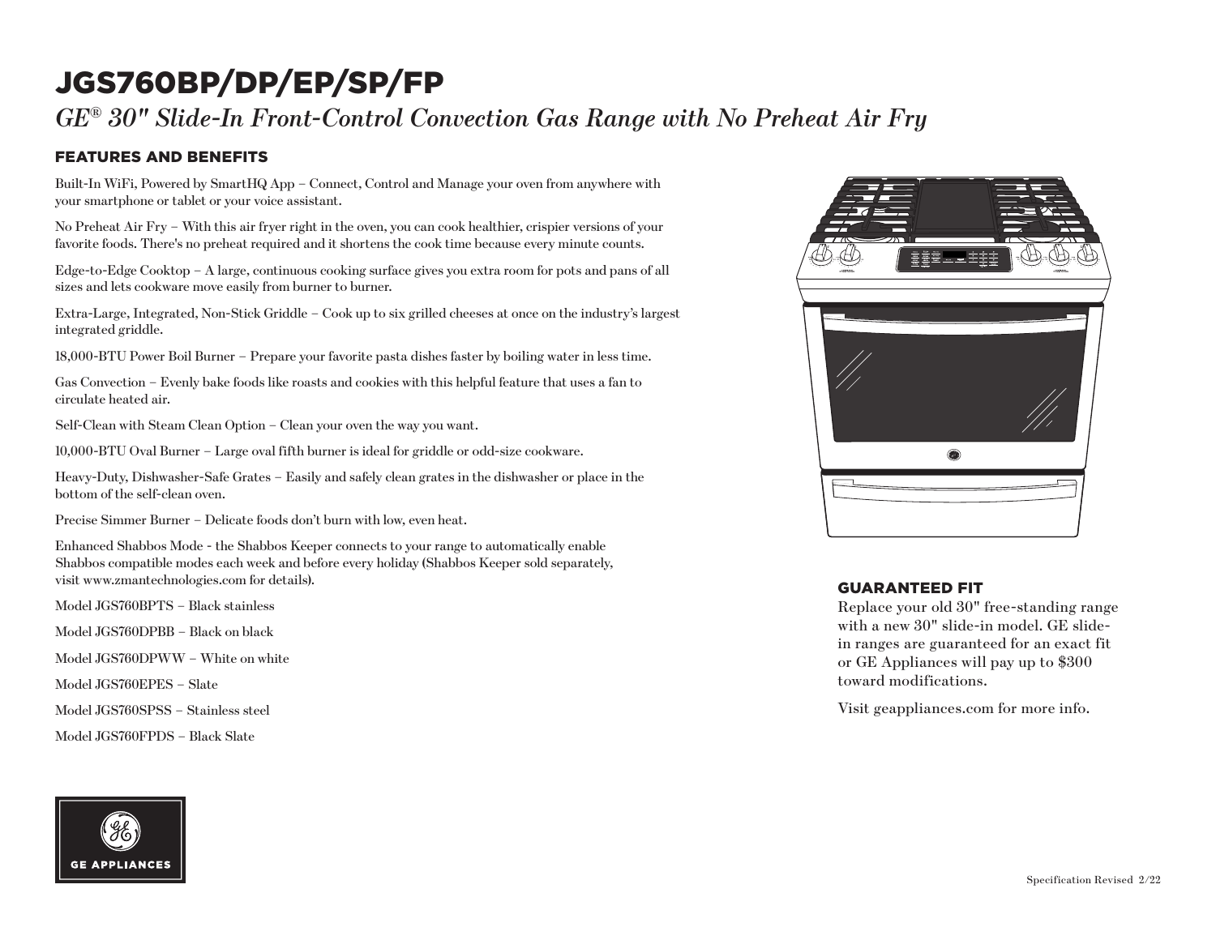# JGS760BP/DP/EP/SP/FP

## *GE® 30" Slide-In Front-Control Convection Gas Range with No Preheat Air Fry*

### FEATURES AND BENEFITS

Built-In WiFi, Powered by SmartHQ App – Connect, Control and Manage your oven from anywhere with your smartphone or tablet or your voice assistant.

No Preheat Air Fry – With this air fryer right in the oven, you can cook healthier, crispier versions of your favorite foods. There's no preheat required and it shortens the cook time because every minute counts.

Edge-to-Edge Cooktop – A large, continuous cooking surface gives you extra room for pots and pans of all sizes and lets cookware move easily from burner to burner.

Extra-Large, Integrated, Non-Stick Griddle – Cook up to six grilled cheeses at once on the industry's largest integrated griddle.

18,000-BTU Power Boil Burner – Prepare your favorite pasta dishes faster by boiling water in less time.

Gas Convection – Evenly bake foods like roasts and cookies with this helpful feature that uses a fan to circulate heated air.

Self-Clean with Steam Clean Option – Clean your oven the way you want.

10,000-BTU Oval Burner – Large oval fifth burner is ideal for griddle or odd-size cookware.

Heavy-Duty, Dishwasher-Safe Grates – Easily and safely clean grates in the dishwasher or place in the bottom of the self-clean oven.

Precise Simmer Burner – Delicate foods don't burn with low, even heat.

Enhanced Shabbos Mode - the Shabbos Keeper connects to your range to automatically enable Shabbos compatible modes each week and before every holiday (Shabbos Keeper sold separately, visit www.zmantechnologies.com for details).

Model JGS760BPTS – Black stainless

Model JGS760DPBB – Black on black

Model JGS760DPWW – White on white

Model JGS760EPES – Slate

Model JGS760SPSS – Stainless steel

Model JGS760FPDS – Black Slate

### GUARANTEED FIT

Replace your old 30" free-standing range with a new 30" slide-in model. GE slide-in ranges are guaranteed for an exact fit or GE Appliances will pay up to $300 toward modifications.

Visit geappliances.com for more info.

GE APPLIANCES

Specification Revised 2/22